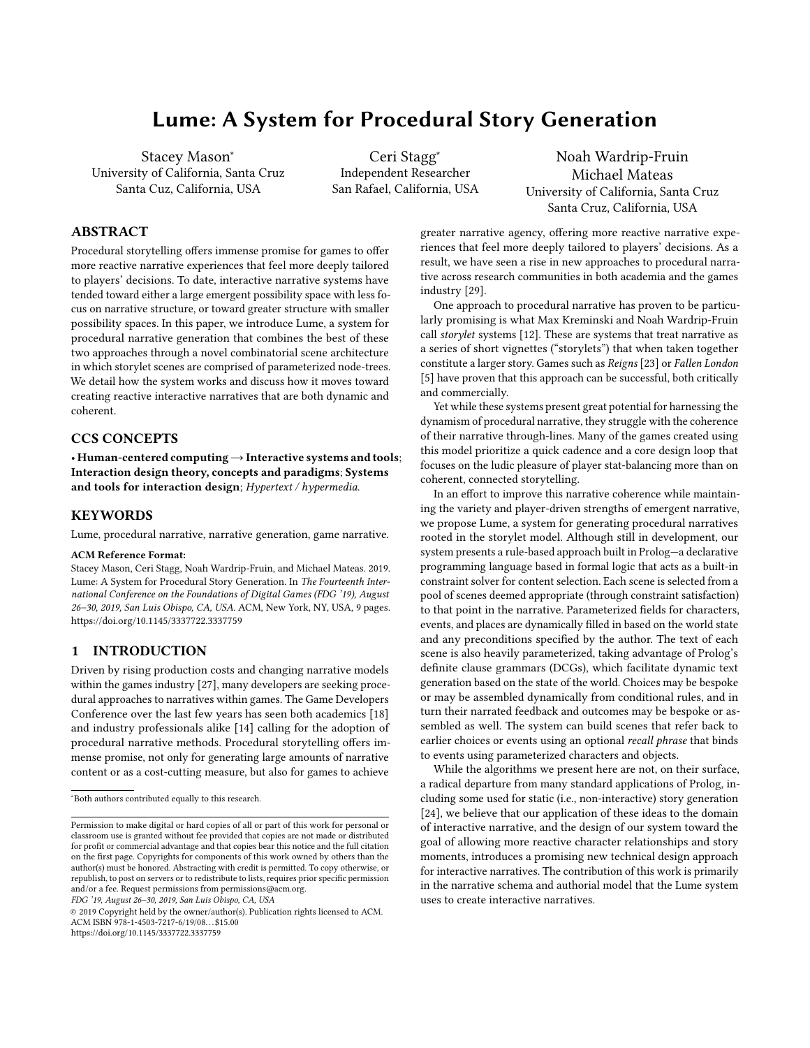# Lume: A System for Procedural Story Generation

Stacey Mason*
University of California, Santa Cruz
Santa Cuz, California, USA

Ceri Stagg*
Independent Researcher
San Rafael, California, USA

Noah Wardrip-Fruin
Michael Mateas
University of California, Santa Cruz
Santa Cruz, California, USA

## ABSTRACT

Procedural storytelling offers immense promise for games to offer more reactive narrative experiences that feel more deeply tailored to players' decisions. To date, interactive narrative systems have tended toward either a large emergent possibility space with less focus on narrative structure, or toward greater structure with smaller possibility spaces. In this paper, we introduce Lume, a system for procedural narrative generation that combines the best of these two approaches through a novel combinatorial scene architecture in which storylet scenes are comprised of parameterized node-trees. We detail how the system works and discuss how it moves toward creating reactive interactive narratives that are both dynamic and coherent.

## CCS CONCEPTS

• **Human-centered computing → Interactive systems and tools**; **Interaction design theory, concepts and paradigms**; **Systems and tools for interaction design**; *Hypertext / hypermedia.*

## KEYWORDS

Lume, procedural narrative, narrative generation, game narrative.

**ACM Reference Format:**
Stacey Mason, Ceri Stagg, Noah Wardrip-Fruin, and Michael Mateas. 2019. Lume: A System for Procedural Story Generation. In *The Fourteenth International Conference on the Foundations of Digital Games (FDG '19), August 26–30, 2019, San Luis Obispo, CA, USA.* ACM, New York, NY, USA, 9 pages. https://doi.org/10.1145/3337722.3337759

## 1 INTRODUCTION

Driven by rising production costs and changing narrative models within the games industry [27], many developers are seeking procedural approaches to narratives within games. The Game Developers Conference over the last few years has seen both academics [18] and industry professionals alike [14] calling for the adoption of procedural narrative methods. Procedural storytelling offers immense promise, not only for generating large amounts of narrative content or as a cost-cutting measure, but also for games to achieve greater narrative agency, offering more reactive narrative experiences that feel more deeply tailored to players' decisions. As a result, we have seen a rise in new approaches to procedural narrative across research communities in both academia and the games industry [29].

One approach to procedural narrative has proven to be particularly promising is what Max Kreminski and Noah Wardrip-Fruin call *storylet* systems [12]. These are systems that treat narrative as a series of short vignettes ("storylets") that when taken together constitute a larger story. Games such as *Reigns* [23] or *Fallen London* [5] have proven that this approach can be successful, both critically and commercially.

Yet while these systems present great potential for harnessing the dynamism of procedural narrative, they struggle with the coherence of their narrative through-lines. Many of the games created using this model prioritize a quick cadence and a core design loop that focuses on the ludic pleasure of player stat-balancing more than on coherent, connected storytelling.

In an effort to improve this narrative coherence while maintaining the variety and player-driven strengths of emergent narrative, we propose Lume, a system for generating procedural narratives rooted in the storylet model. Although still in development, our system presents a rule-based approach built in Prolog—a declarative programming language based in formal logic that acts as a built-in constraint solver for content selection. Each scene is selected from a pool of scenes deemed appropriate (through constraint satisfaction) to that point in the narrative. Parameterized fields for characters, events, and places are dynamically filled in based on the world state and any preconditions specified by the author. The text of each scene is also heavily parameterized, taking advantage of Prolog's definite clause grammars (DCGs), which facilitate dynamic text generation based on the state of the world. Choices may be bespoke or may be assembled dynamically from conditional rules, and in turn their narrated feedback and outcomes may be bespoke or assembled as well. The system can build scenes that refer back to earlier choices or events using an optional *recall phrase* that binds to events using parameterized characters and objects.

While the algorithms we present here are not, on their surface, a radical departure from many standard applications of Prolog, including some used for static (i.e., non-interactive) story generation [24], we believe that our application of these ideas to the domain of interactive narrative, and the design of our system toward the goal of allowing more reactive character relationships and story moments, introduces a promising new technical design approach for interactive narratives. The contribution of this work is primarily in the narrative schema and authorial model that the Lume system uses to create interactive narratives.

*Both authors contributed equally to this research.

Permission to make digital or hard copies of all or part of this work for personal or classroom use is granted without fee provided that copies are not made or distributed for profit or commercial advantage and that copies bear this notice and the full citation on the first page. Copyrights for components of this work owned by others than the author(s) must be honored. Abstracting with credit is permitted. To copy otherwise, or republish, to post on servers or to redistribute to lists, requires prior specific permission and/or a fee. Request permissions from permissions@acm.org.
*FDG '19, August 26–30, 2019, San Luis Obispo, CA, USA*
© 2019 Copyright held by the owner/author(s). Publication rights licensed to ACM.
ACM ISBN 978-1-4503-7217-6/19/08...$15.00
https://doi.org/10.1145/3337722.3337759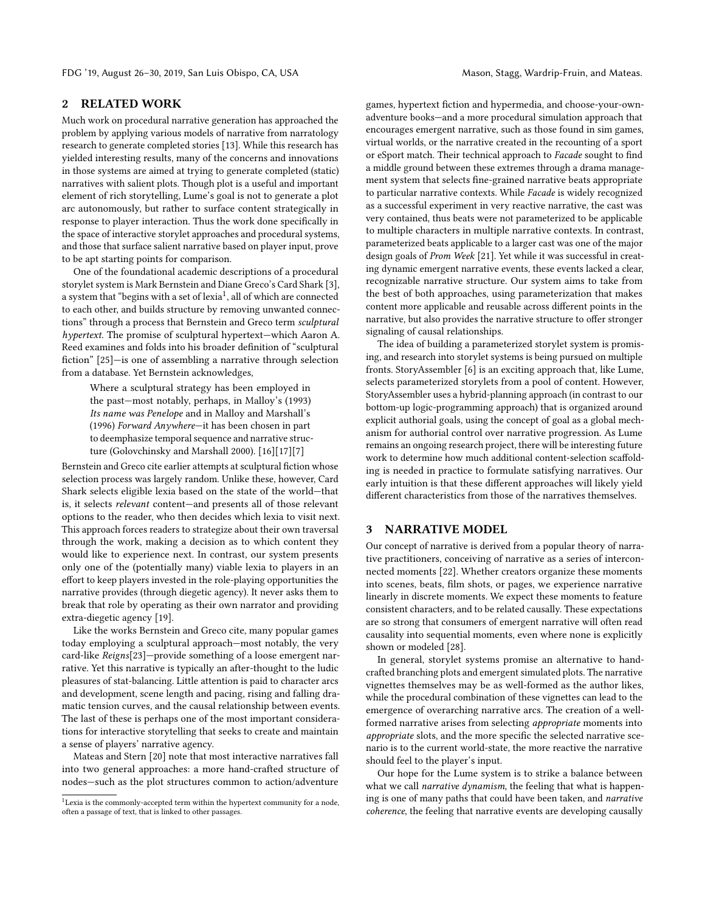## 2 RELATED WORK

Much work on procedural narrative generation has approached the problem by applying various models of narrative from narratology research to generate completed stories [13]. While this research has yielded interesting results, many of the concerns and innovations in those systems are aimed at trying to generate completed (static) narratives with salient plots. Though plot is a useful and important element of rich storytelling, Lume's goal is not to generate a plot arc autonomously, but rather to surface content strategically in response to player interaction. Thus the work done specifically in the space of interactive storylet approaches and procedural systems, and those that surface salient narrative based on player input, prove to be apt starting points for comparison.

One of the foundational academic descriptions of a procedural storylet system is Mark Bernstein and Diane Greco's Card Shark [3], a system that "begins with a set of lexia[1], all of which are connected to each other, and builds structure by removing unwanted connections" through a process that Bernstein and Greco term *sculptural hypertext*. The promise of sculptural hypertext—which Aaron A. Reed examines and folds into his broader definition of "sculptural fiction" [25]—is one of assembling a narrative through selection from a database. Yet Bernstein acknowledges,

> Where a sculptural strategy has been employed in the past—most notably, perhaps, in Malloy's (1993) *Its name was Penelope* and in Malloy and Marshall's (1996) *Forward Anywhere*—it has been chosen in part to deemphasize temporal sequence and narrative structure (Golovchinsky and Marshall 2000). [16][17][7]

Bernstein and Greco cite earlier attempts at sculptural fiction whose selection process was largely random. Unlike these, however, Card Shark selects eligible lexia based on the state of the world—that is, it selects *relevant* content—and presents all of those relevant options to the reader, who then decides which lexia to visit next. This approach forces readers to strategize about their own traversal through the work, making a decision as to which content they would like to experience next. In contrast, our system presents only one of the (potentially many) viable lexia to players in an effort to keep players invested in the role-playing opportunities the narrative provides (through diegetic agency). It never asks them to break that role by operating as their own narrator and providing extra-diegetic agency [19].

Like the works Bernstein and Greco cite, many popular games today employing a sculptural approach—most notably, the very card-like *Reigns*[23]—provide something of a loose emergent narrative. Yet this narrative is typically an after-thought to the ludic pleasures of stat-balancing. Little attention is paid to character arcs and development, scene length and pacing, rising and falling dramatic tension curves, and the causal relationship between events. The last of these is perhaps one of the most important considerations for interactive storytelling that seeks to create and maintain a sense of players' narrative agency.

Mateas and Stern [20] note that most interactive narratives fall into two general approaches: a more hand-crafted structure of nodes—such as the plot structures common to action/adventure games, hypertext fiction and hypermedia, and choose-your-own-adventure books—and a more procedural simulation approach that encourages emergent narrative, such as those found in sim games, virtual worlds, or the narrative created in the recounting of a sport or eSport match. Their technical approach to *Facade* sought to find a middle ground between these extremes through a drama management system that selects fine-grained narrative beats appropriate to particular narrative contexts. While *Facade* is widely recognized as a successful experiment in very reactive narrative, the cast was very contained, thus beats were not parameterized to be applicable to multiple characters in multiple narrative contexts. In contrast, parameterized beats applicable to a larger cast was one of the major design goals of *Prom Week* [21]. Yet while it was successful in creating dynamic emergent narrative events, these events lacked a clear, recognizable narrative structure. Our system aims to take from the best of both approaches, using parameterization that makes content more applicable and reusable across different points in the narrative, but also provides the narrative structure to offer stronger signaling of causal relationships.

The idea of building a parameterized storylet system is promising, and research into storylet systems is being pursued on multiple fronts. StoryAssembler [6] is an exciting approach that, like Lume, selects parameterized storylets from a pool of content. However, StoryAssembler uses a hybrid-planning approach (in contrast to our bottom-up logic-programming approach) that is organized around explicit authorial goals, using the concept of goal as a global mechanism for authorial control over narrative progression. As Lume remains an ongoing research project, there will be interesting future work to determine how much additional content-selection scaffolding is needed in practice to formulate satisfying narratives. Our early intuition is that these different approaches will likely yield different characteristics from those of the narratives themselves.

## 3 NARRATIVE MODEL

Our concept of narrative is derived from a popular theory of narrative practitioners, conceiving of narrative as a series of interconnected moments [22]. Whether creators organize these moments into scenes, beats, film shots, or pages, we experience narrative linearly in discrete moments. We expect these moments to feature consistent characters, and to be related causally. These expectations are so strong that consumers of emergent narrative will often read causality into sequential moments, even where none is explicitly shown or modeled [28].

In general, storylet systems promise an alternative to hand-crafted branching plots and emergent simulated plots. The narrative vignettes themselves may be as well-formed as the author likes, while the procedural combination of these vignettes can lead to the emergence of overarching narrative arcs. The creation of a well-formed narrative arises from selecting *appropriate* moments into *appropriate* slots, and the more specific the selected narrative scenario is to the current world-state, the more reactive the narrative should feel to the player's input.

Our hope for the Lume system is to strike a balance between what we call *narrative dynamism*, the feeling that what is happening is one of many paths that could have been taken, and *narrative coherence*, the feeling that narrative events are developing causally

[1] Lexia is the commonly-accepted term within the hypertext community for a node, often a passage of text, that is linked to other passages.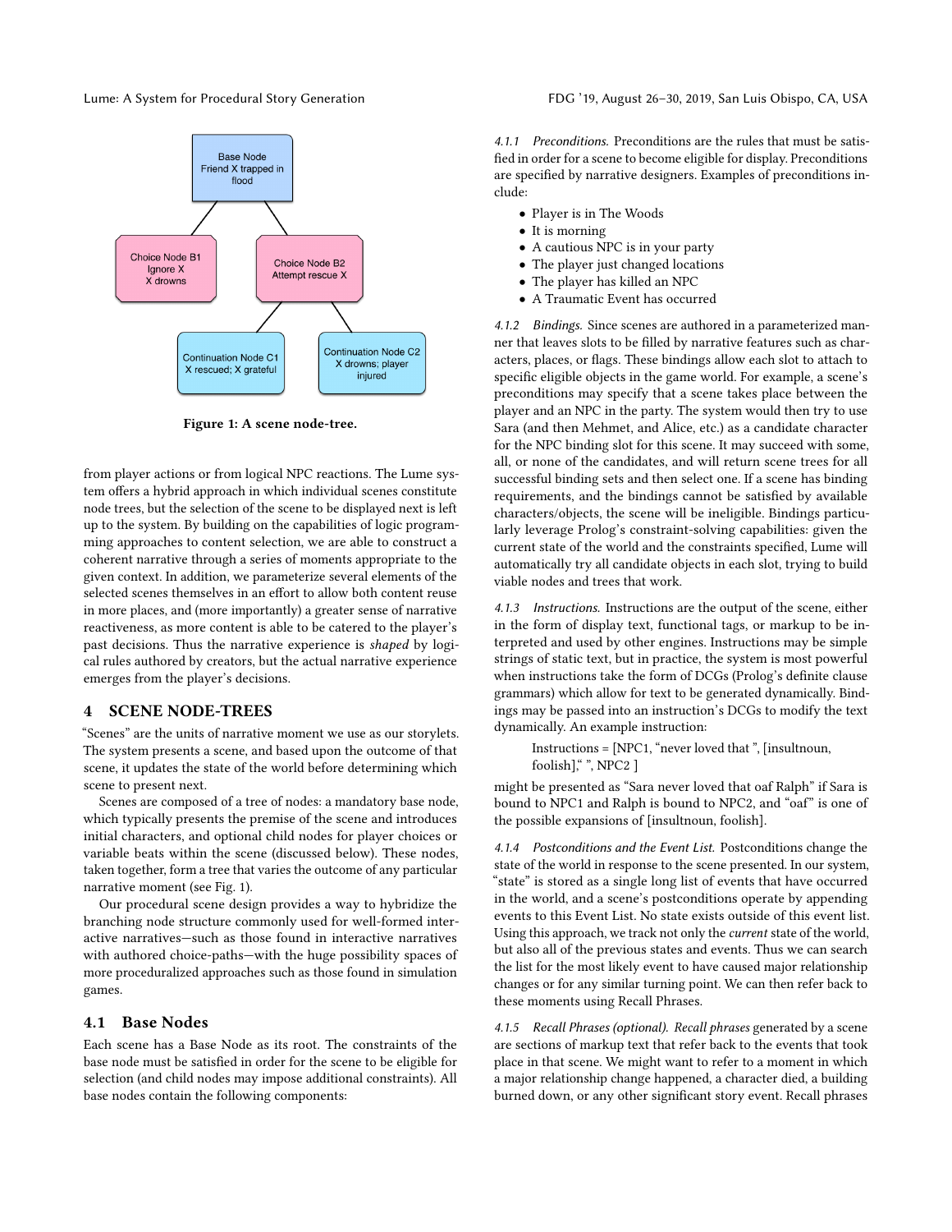Base Node
Friend X trapped in flood

Choice Node B1
Ignore X
X drowns

Choice Node B2
Attempt rescue X

Continuation Node C1
X rescued; X grateful

Continuation Node C2
X drowns; player injured

**Figure 1: A scene node-tree.**

from player actions or from logical NPC reactions. The Lume system offers a hybrid approach in which individual scenes constitute node trees, but the selection of the scene to be displayed next is left up to the system. By building on the capabilities of logic programming approaches to content selection, we are able to construct a coherent narrative through a series of moments appropriate to the given context. In addition, we parameterize several elements of the selected scenes themselves in an effort to allow both content reuse in more places, and (more importantly) a greater sense of narrative reactiveness, as more content is able to be catered to the player's past decisions. Thus the narrative experience is *shaped* by logical rules authored by creators, but the actual narrative experience emerges from the player's decisions.

## 4 SCENE NODE-TREES

"Scenes" are the units of narrative moment we use as our storylets. The system presents a scene, and based upon the outcome of that scene, it updates the state of the world before determining which scene to present next.

Scenes are composed of a tree of nodes: a mandatory base node, which typically presents the premise of the scene and introduces initial characters, and optional child nodes for player choices or variable beats within the scene (discussed below). These nodes, taken together, form a tree that varies the outcome of any particular narrative moment (see Fig. 1).

Our procedural scene design provides a way to hybridize the branching node structure commonly used for well-formed interactive narratives—such as those found in interactive narratives with authored choice-paths—with the huge possibility spaces of more proceduralized approaches such as those found in simulation games.

### 4.1 Base Nodes

Each scene has a Base Node as its root. The constraints of the base node must be satisfied in order for the scene to be eligible for selection (and child nodes may impose additional constraints). All base nodes contain the following components:

*4.1.1 Preconditions.* Preconditions are the rules that must be satisfied in order for a scene to become eligible for display. Preconditions are specified by narrative designers. Examples of preconditions include:

- Player is in The Woods
- It is morning
- A cautious NPC is in your party
- The player just changed locations
- The player has killed an NPC
- A Traumatic Event has occurred

*4.1.2 Bindings.* Since scenes are authored in a parameterized manner that leaves slots to be filled by narrative features such as characters, places, or flags. These bindings allow each slot to attach to specific eligible objects in the game world. For example, a scene's preconditions may specify that a scene takes place between the player and an NPC in the party. The system would then try to use Sara (and then Mehmet, and Alice, etc.) as a candidate character for the NPC binding slot for this scene. It may succeed with some, all, or none of the candidates, and will return scene trees for all successful binding sets and then select one. If a scene has binding requirements, and the bindings cannot be satisfied by available characters/objects, the scene will be ineligible. Bindings particularly leverage Prolog's constraint-solving capabilities: given the current state of the world and the constraints specified, Lume will automatically try all candidate objects in each slot, trying to build viable nodes and trees that work.

*4.1.3 Instructions.* Instructions are the output of the scene, either in the form of display text, functional tags, or markup to be interpreted and used by other engines. Instructions may be simple strings of static text, but in practice, the system is most powerful when instructions take the form of DCGs (Prolog's definite clause grammars) which allow for text to be generated dynamically. Bindings may be passed into an instruction's DCGs to modify the text dynamically. An example instruction:

> Instructions = [NPC1, "never loved that ", [insultnoun, foolish]," ", NPC2 ]

might be presented as "Sara never loved that oaf Ralph" if Sara is bound to NPC1 and Ralph is bound to NPC2, and "oaf" is one of the possible expansions of [insultnoun, foolish].

*4.1.4 Postconditions and the Event List.* Postconditions change the state of the world in response to the scene presented. In our system, "state" is stored as a single long list of events that have occurred in the world, and a scene's postconditions operate by appending events to this Event List. No state exists outside of this event list. Using this approach, we track not only the *current* state of the world, but also all of the previous states and events. Thus we can search the list for the most likely event to have caused major relationship changes or for any similar turning point. We can then refer back to these moments using Recall Phrases.

*4.1.5 Recall Phrases (optional).* *Recall phrases* generated by a scene are sections of markup text that refer back to the events that took place in that scene. We might want to refer to a moment in which a major relationship change happened, a character died, a building burned down, or any other significant story event. Recall phrases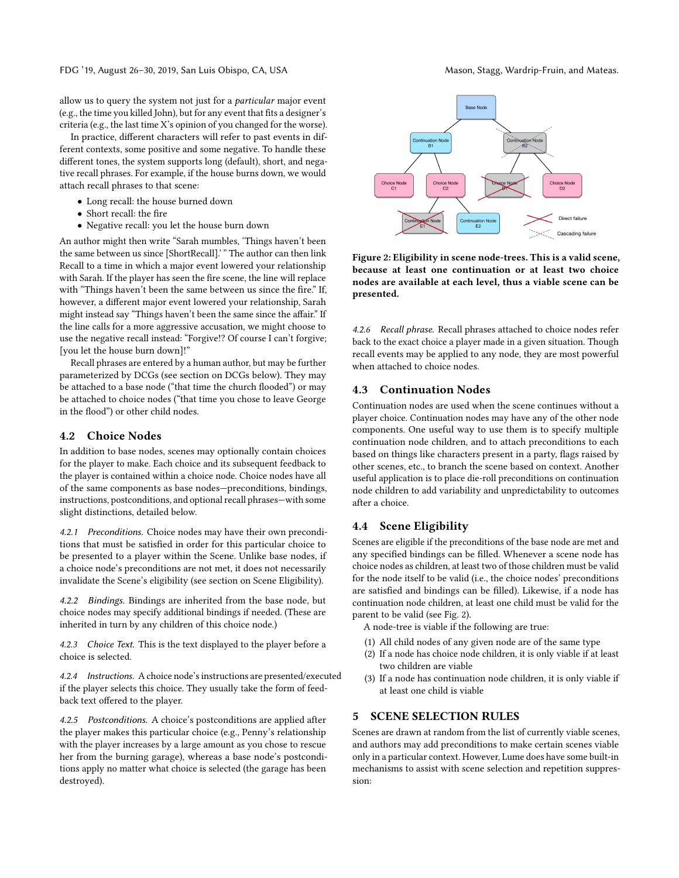allow us to query the system not just for a *particular* major event (e.g., the time you killed John), but for any event that fits a designer's criteria (e.g., the last time X's opinion of you changed for the worse).

In practice, different characters will refer to past events in different contexts, some positive and some negative. To handle these different tones, the system supports long (default), short, and negative recall phrases. For example, if the house burns down, we would attach recall phrases to that scene:

- Long recall: the house burned down
- Short recall: the fire
- Negative recall: you let the house burn down

An author might then write "Sarah mumbles, 'Things haven't been the same between us since [ShortRecall].' " The author can then link Recall to a time in which a major event lowered your relationship with Sarah. If the player has seen the fire scene, the line will replace with "Things haven't been the same between us since the fire." If, however, a different major event lowered your relationship, Sarah might instead say "Things haven't been the same since the affair." If the line calls for a more aggressive accusation, we might choose to use the negative recall instead: "Forgive!? Of course I can't forgive; [you let the house burn down]!"

Recall phrases are entered by a human author, but may be further parameterized by DCGs (see section on DCGs below). They may be attached to a base node ("that time the church flooded") or may be attached to choice nodes ("that time you chose to leave George in the flood") or other child nodes.

## 4.2 Choice Nodes

In addition to base nodes, scenes may optionally contain choices for the player to make. Each choice and its subsequent feedback to the player is contained within a choice node. Choice nodes have all of the same components as base nodes—preconditions, bindings, instructions, postconditions, and optional recall phrases—with some slight distinctions, detailed below.

*4.2.1 Preconditions.* Choice nodes may have their own preconditions that must be satisfied in order for this particular choice to be presented to a player within the Scene. Unlike base nodes, if a choice node's preconditions are not met, it does not necessarily invalidate the Scene's eligibility (see section on Scene Eligibility).

*4.2.2 Bindings.* Bindings are inherited from the base node, but choice nodes may specify additional bindings if needed. (These are inherited in turn by any children of this choice node.)

*4.2.3 Choice Text.* This is the text displayed to the player before a choice is selected.

*4.2.4 Instructions.* A choice node's instructions are presented/executed if the player selects this choice. They usually take the form of feedback text offered to the player.

*4.2.5 Postconditions.* A choice's postconditions are applied after the player makes this particular choice (e.g., Penny's relationship with the player increases by a large amount as you chose to rescue her from the burning garage), whereas a base node's postconditions apply no matter what choice is selected (the garage has been destroyed).

**Figure 2: Eligibility in scene node-trees. This is a valid scene, because at least one continuation or at least two choice nodes are available at each level, thus a viable scene can be presented.**

*4.2.6 Recall phrase.* Recall phrases attached to choice nodes refer back to the exact choice a player made in a given situation. Though recall events may be applied to any node, they are most powerful when attached to choice nodes.

## 4.3 Continuation Nodes

Continuation nodes are used when the scene continues without a player choice. Continuation nodes may have any of the other node components. One useful way to use them is to specify multiple continuation node children, and to attach preconditions to each based on things like characters present in a party, flags raised by other scenes, etc., to branch the scene based on context. Another useful application is to place die-roll preconditions on continuation node children to add variability and unpredictability to outcomes after a choice.

## 4.4 Scene Eligibility

Scenes are eligible if the preconditions of the base node are met and any specified bindings can be filled. Whenever a scene node has choice nodes as children, at least two of those children must be valid for the node itself to be valid (i.e., the choice nodes' preconditions are satisfied and bindings can be filled). Likewise, if a node has continuation node children, at least one child must be valid for the parent to be valid (see Fig. 2).

A node-tree is viable if the following are true:

1. All child nodes of any given node are of the same type
2. If a node has choice node children, it is only viable if at least two children are viable
3. If a node has continuation node children, it is only viable if at least one child is viable

# 5 SCENE SELECTION RULES

Scenes are drawn at random from the list of currently viable scenes, and authors may add preconditions to make certain scenes viable only in a particular context. However, Lume does have some built-in mechanisms to assist with scene selection and repetition suppression: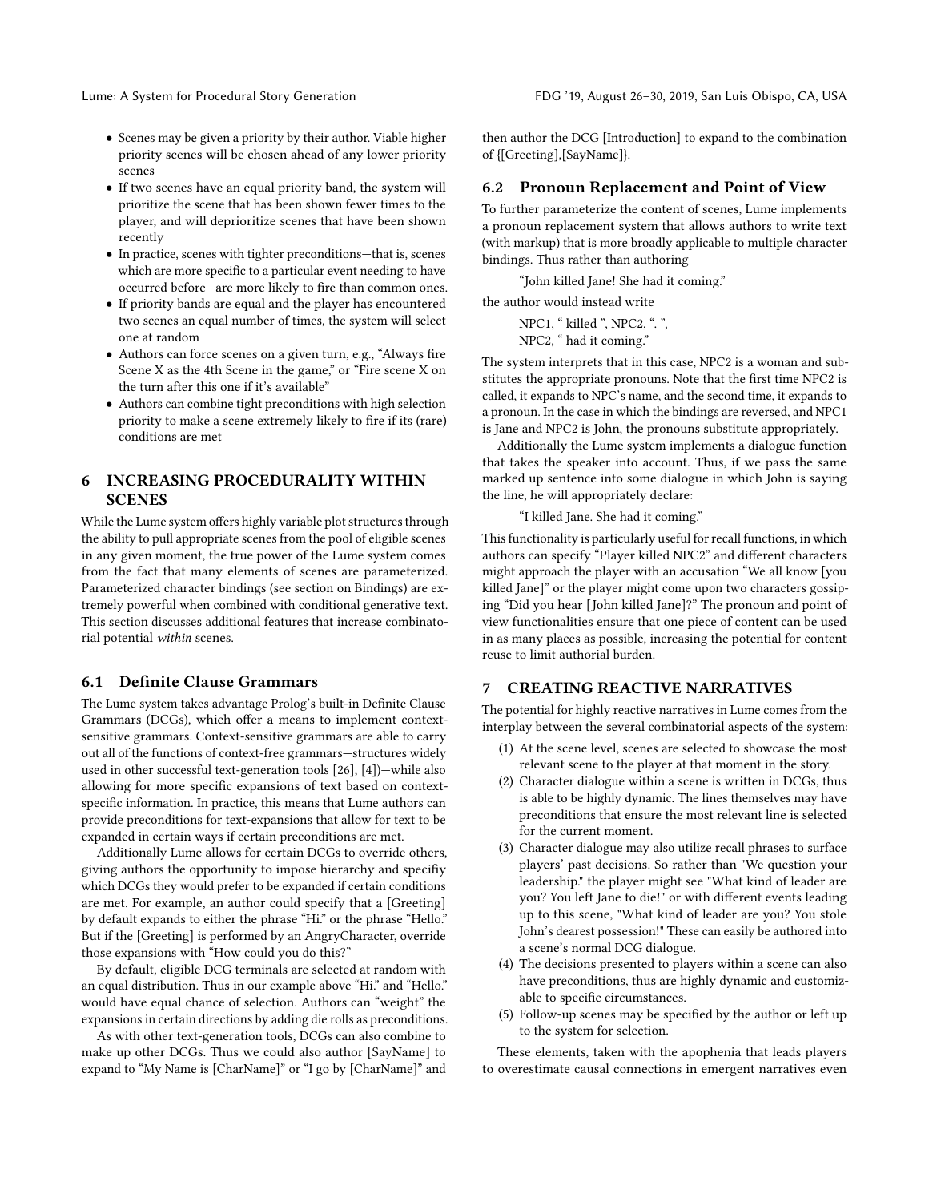- Scenes may be given a priority by their author. Viable higher priority scenes will be chosen ahead of any lower priority scenes
- If two scenes have an equal priority band, the system will prioritize the scene that has been shown fewer times to the player, and will deprioritize scenes that have been shown recently
- In practice, scenes with tighter preconditions—that is, scenes which are more specific to a particular event needing to have occurred before—are more likely to fire than common ones.
- If priority bands are equal and the player has encountered two scenes an equal number of times, the system will select one at random
- Authors can force scenes on a given turn, e.g., "Always fire Scene X as the 4th Scene in the game," or "Fire scene X on the turn after this one if it's available"
- Authors can combine tight preconditions with high selection priority to make a scene extremely likely to fire if its (rare) conditions are met

## 6 INCREASING PROCEDURALITY WITHIN SCENES

While the Lume system offers highly variable plot structures through the ability to pull appropriate scenes from the pool of eligible scenes in any given moment, the true power of the Lume system comes from the fact that many elements of scenes are parameterized. Parameterized character bindings (see section on Bindings) are extremely powerful when combined with conditional generative text. This section discusses additional features that increase combinatorial potential *within* scenes.

### 6.1 Definite Clause Grammars

The Lume system takes advantage Prolog's built-in Definite Clause Grammars (DCGs), which offer a means to implement context-sensitive grammars. Context-sensitive grammars are able to carry out all of the functions of context-free grammars—structures widely used in other successful text-generation tools [26], [4])—while also allowing for more specific expansions of text based on context-specific information. In practice, this means that Lume authors can provide preconditions for text-expansions that allow for text to be expanded in certain ways if certain preconditions are met.

Additionally Lume allows for certain DCGs to override others, giving authors the opportunity to impose hierarchy and specifiy which DCGs they would prefer to be expanded if certain conditions are met. For example, an author could specify that a [Greeting] by default expands to either the phrase "Hi." or the phrase "Hello." But if the [Greeting] is performed by an AngryCharacter, override those expansions with "How could you do this?"

By default, eligible DCG terminals are selected at random with an equal distribution. Thus in our example above "Hi." and "Hello." would have equal chance of selection. Authors can "weight" the expansions in certain directions by adding die rolls as preconditions.

As with other text-generation tools, DCGs can also combine to make up other DCGs. Thus we could also author [SayName] to expand to "My Name is [CharName]" or "I go by [CharName]" and then author the DCG [Introduction] to expand to the combination of {[Greeting],[SayName]}.

### 6.2 Pronoun Replacement and Point of View

To further parameterize the content of scenes, Lume implements a pronoun replacement system that allows authors to write text (with markup) that is more broadly applicable to multiple character bindings. Thus rather than authoring

> "John killed Jane! She had it coming."

the author would instead write

> NPC1, " killed ", NPC2, ". ",
> NPC2, " had it coming."

The system interprets that in this case, NPC2 is a woman and substitutes the appropriate pronouns. Note that the first time NPC2 is called, it expands to NPC's name, and the second time, it expands to a pronoun. In the case in which the bindings are reversed, and NPC1 is Jane and NPC2 is John, the pronouns substitute appropriately.

Additionally the Lume system implements a dialogue function that takes the speaker into account. Thus, if we pass the same marked up sentence into some dialogue in which John is saying the line, he will appropriately declare:

> "I killed Jane. She had it coming."

This functionality is particularly useful for recall functions, in which authors can specify "Player killed NPC2" and different characters might approach the player with an accusation "We all know [you killed Jane]" or the player might come upon two characters gossiping "Did you hear [John killed Jane]?" The pronoun and point of view functionalities ensure that one piece of content can be used in as many places as possible, increasing the potential for content reuse to limit authorial burden.

## 7 CREATING REACTIVE NARRATIVES

The potential for highly reactive narratives in Lume comes from the interplay between the several combinatorial aspects of the system:

1. At the scene level, scenes are selected to showcase the most relevant scene to the player at that moment in the story.
2. Character dialogue within a scene is written in DCGs, thus is able to be highly dynamic. The lines themselves may have preconditions that ensure the most relevant line is selected for the current moment.
3. Character dialogue may also utilize recall phrases to surface players' past decisions. So rather than "We question your leadership." the player might see "What kind of leader are you? You left Jane to die!" or with different events leading up to this scene, "What kind of leader are you? You stole John's dearest possession!" These can easily be authored into a scene's normal DCG dialogue.
4. The decisions presented to players within a scene can also have preconditions, thus are highly dynamic and customizable to specific circumstances.
5. Follow-up scenes may be specified by the author or left up to the system for selection.

These elements, taken with the apophenia that leads players to overestimate causal connections in emergent narratives even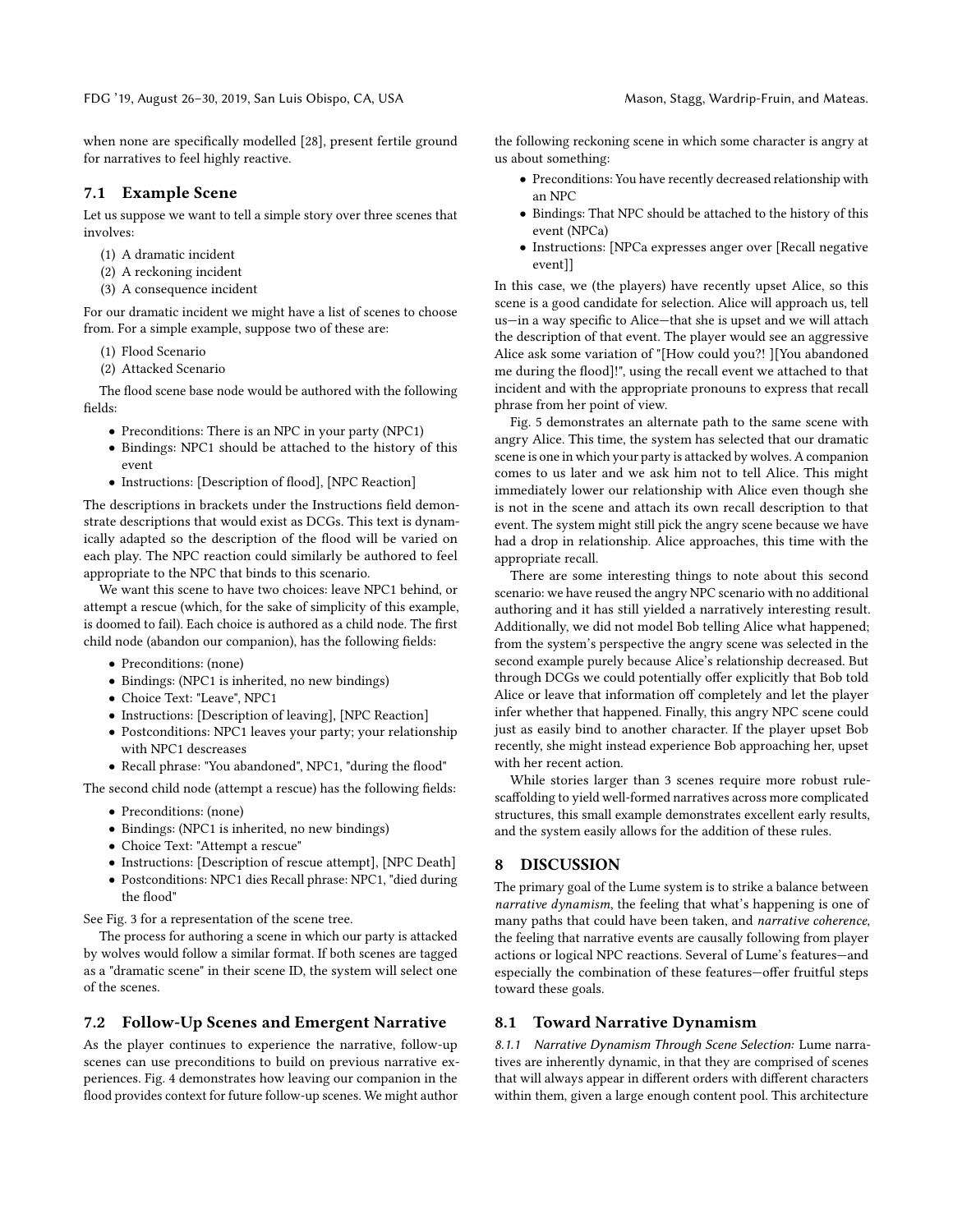when none are specifically modelled [28], present fertile ground for narratives to feel highly reactive.

### 7.1 Example Scene

Let us suppose we want to tell a simple story over three scenes that involves:

(1) A dramatic incident
(2) A reckoning incident
(3) A consequence incident

For our dramatic incident we might have a list of scenes to choose from. For a simple example, suppose two of these are:

(1) Flood Scenario
(2) Attacked Scenario

The flood scene base node would be authored with the following fields:

- Preconditions: There is an NPC in your party (NPC1)
- Bindings: NPC1 should be attached to the history of this event
- Instructions: [Description of flood], [NPC Reaction]

The descriptions in brackets under the Instructions field demonstrate descriptions that would exist as DCGs. This text is dynamically adapted so the description of the flood will be varied on each play. The NPC reaction could similarly be authored to feel appropriate to the NPC that binds to this scenario.

We want this scene to have two choices: leave NPC1 behind, or attempt a rescue (which, for the sake of simplicity of this example, is doomed to fail). Each choice is authored as a child node. The first child node (abandon our companion), has the following fields:

- Preconditions: (none)
- Bindings: (NPC1 is inherited, no new bindings)
- Choice Text: "Leave", NPC1
- Instructions: [Description of leaving], [NPC Reaction]
- Postconditions: NPC1 leaves your party; your relationship with NPC1 descreases
- Recall phrase: "You abandoned", NPC1, "during the flood"

The second child node (attempt a rescue) has the following fields:

- Preconditions: (none)
- Bindings: (NPC1 is inherited, no new bindings)
- Choice Text: "Attempt a rescue"
- Instructions: [Description of rescue attempt], [NPC Death]
- Postconditions: NPC1 dies Recall phrase: NPC1, "died during the flood"

See Fig. 3 for a representation of the scene tree.

The process for authoring a scene in which our party is attacked by wolves would follow a similar format. If both scenes are tagged as a "dramatic scene" in their scene ID, the system will select one of the scenes.

### 7.2 Follow-Up Scenes and Emergent Narrative

As the player continues to experience the narrative, follow-up scenes can use preconditions to build on previous narrative experiences. Fig. 4 demonstrates how leaving our companion in the flood provides context for future follow-up scenes. We might author the following reckoning scene in which some character is angry at us about something:

- Preconditions: You have recently decreased relationship with an NPC
- Bindings: That NPC should be attached to the history of this event (NPCa)
- Instructions: [NPCa expresses anger over [Recall negative event]]

In this case, we (the players) have recently upset Alice, so this scene is a good candidate for selection. Alice will approach us, tell us—in a way specific to Alice—that she is upset and we will attach the description of that event. The player would see an aggressive Alice ask some variation of "[How could you?! ][You abandoned me during the flood]!", using the recall event we attached to that incident and with the appropriate pronouns to express that recall phrase from her point of view.

Fig. 5 demonstrates an alternate path to the same scene with angry Alice. This time, the system has selected that our dramatic scene is one in which your party is attacked by wolves. A companion comes to us later and we ask him not to tell Alice. This might immediately lower our relationship with Alice even though she is not in the scene and attach its own recall description to that event. The system might still pick the angry scene because we have had a drop in relationship. Alice approaches, this time with the appropriate recall.

There are some interesting things to note about this second scenario: we have reused the angry NPC scenario with no additional authoring and it has still yielded a narratively interesting result. Additionally, we did not model Bob telling Alice what happened; from the system's perspective the angry scene was selected in the second example purely because Alice's relationship decreased. But through DCGs we could potentially offer explicitly that Bob told Alice or leave that information off completely and let the player infer whether that happened. Finally, this angry NPC scene could just as easily bind to another character. If the player upset Bob recently, she might instead experience Bob approaching her, upset with her recent action.

While stories larger than 3 scenes require more robust rule-scaffolding to yield well-formed narratives across more complicated structures, this small example demonstrates excellent early results, and the system easily allows for the addition of these rules.

## 8 DISCUSSION

The primary goal of the Lume system is to strike a balance between *narrative dynamism*, the feeling that what's happening is one of many paths that could have been taken, and *narrative coherence*, the feeling that narrative events are causally following from player actions or logical NPC reactions. Several of Lume's features—and especially the combination of these features—offer fruitful steps toward these goals.

### 8.1 Toward Narrative Dynamism

*8.1.1 Narrative Dynamism Through Scene Selection:* Lume narratives are inherently dynamic, in that they are comprised of scenes that will always appear in different orders with different characters within them, given a large enough content pool. This architecture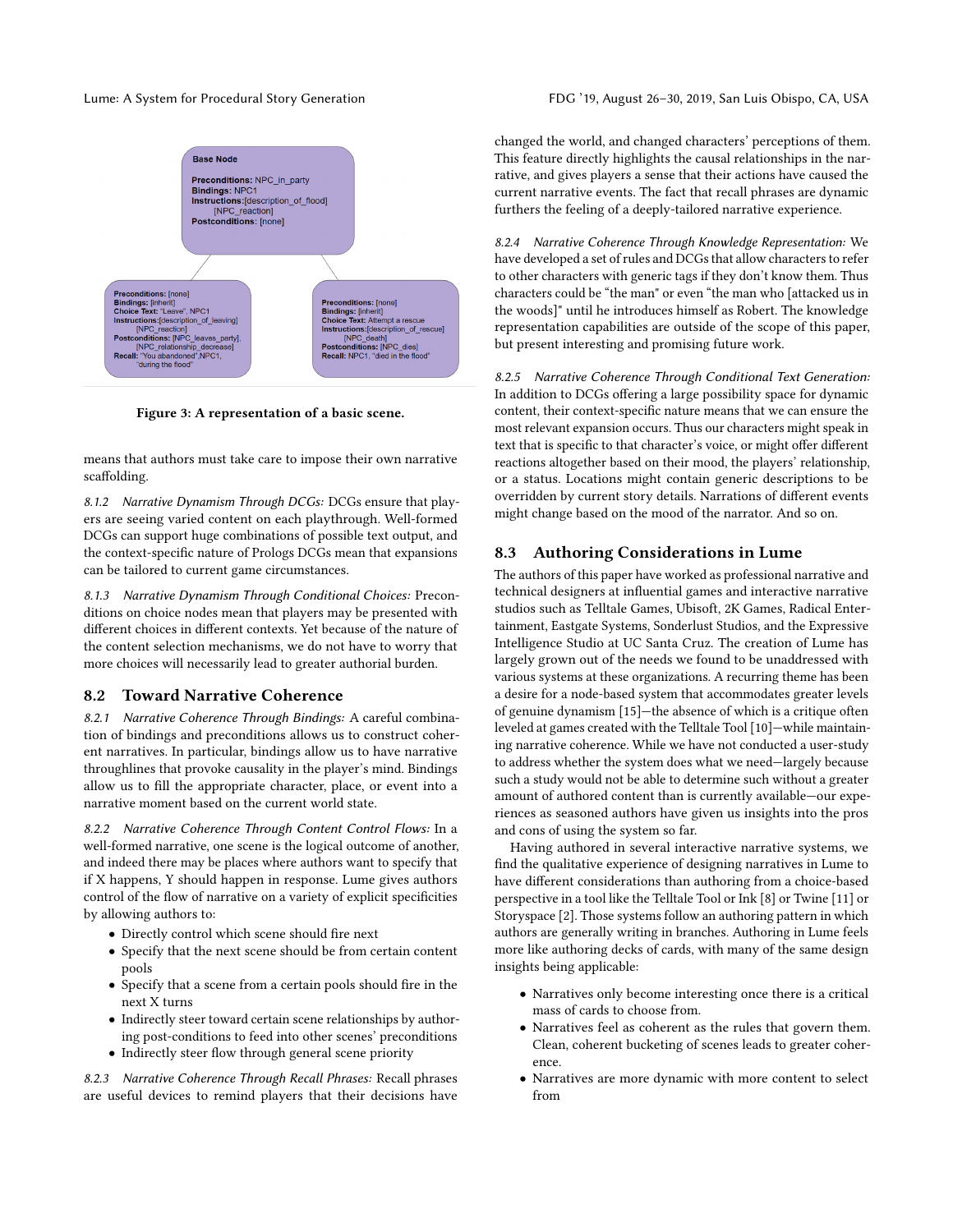**Base Node**

**Preconditions:** NPC_in_party
**Bindings:** NPC1
**Instructions:**[description_of_flood] [NPC_reaction]
**Postconditions:** [none]

**Preconditions:** [none]
**Bindings:** [inherit]
**Choice Text:** "Leave", NPC1
**Instructions:**[description_of_leaving] [NPC_reaction]
**Postconditions:** [NPC_leaves_party], [NPC_relationship_decrease]
**Recall:** "You abandoned",NPC1, "during the flood"

**Preconditions:** [none]
**Bindings:** [inherit]
**Choice Text:** Attempt a rescue
**Instructions:**[description_of_rescue] [NPC_death]
**Postconditions:** [NPC_dies]
**Recall:** NPC1, "died in the flood"

**Figure 3: A representation of a basic scene.**

means that authors must take care to impose their own narrative scaffolding.

*8.1.2 Narrative Dynamism Through DCGs:* DCGs ensure that players are seeing varied content on each playthrough. Well-formed DCGs can support huge combinations of possible text output, and the context-specific nature of Prologs DCGs mean that expansions can be tailored to current game circumstances.

*8.1.3 Narrative Dynamism Through Conditional Choices:* Preconditions on choice nodes mean that players may be presented with different choices in different contexts. Yet because of the nature of the content selection mechanisms, we do not have to worry that more choices will necessarily lead to greater authorial burden.

## 8.2 Toward Narrative Coherence

*8.2.1 Narrative Coherence Through Bindings:* A careful combination of bindings and preconditions allows us to construct coherent narratives. In particular, bindings allow us to have narrative throughlines that provoke causality in the player's mind. Bindings allow us to fill the appropriate character, place, or event into a narrative moment based on the current world state.

*8.2.2 Narrative Coherence Through Content Control Flows:* In a well-formed narrative, one scene is the logical outcome of another, and indeed there may be places where authors want to specify that if X happens, Y should happen in response. Lume gives authors control of the flow of narrative on a variety of explicit specificities by allowing authors to:

- Directly control which scene should fire next
- Specify that the next scene should be from certain content pools
- Specify that a scene from a certain pools should fire in the next X turns
- Indirectly steer toward certain scene relationships by authoring post-conditions to feed into other scenes' preconditions
- Indirectly steer flow through general scene priority

*8.2.3 Narrative Coherence Through Recall Phrases:* Recall phrases are useful devices to remind players that their decisions have changed the world, and changed characters' perceptions of them. This feature directly highlights the causal relationships in the narrative, and gives players a sense that their actions have caused the current narrative events. The fact that recall phrases are dynamic furthers the feeling of a deeply-tailored narrative experience.

*8.2.4 Narrative Coherence Through Knowledge Representation:* We have developed a set of rules and DCGs that allow characters to refer to other characters with generic tags if they don't know them. Thus characters could be "the man" or even "the man who [attacked us in the woods]" until he introduces himself as Robert. The knowledge representation capabilities are outside of the scope of this paper, but present interesting and promising future work.

*8.2.5 Narrative Coherence Through Conditional Text Generation:* In addition to DCGs offering a large possibility space for dynamic content, their context-specific nature means that we can ensure the most relevant expansion occurs. Thus our characters might speak in text that is specific to that character's voice, or might offer different reactions altogether based on their mood, the players' relationship, or a status. Locations might contain generic descriptions to be overridden by current story details. Narrations of different events might change based on the mood of the narrator. And so on.

## 8.3 Authoring Considerations in Lume

The authors of this paper have worked as professional narrative and technical designers at influential games and interactive narrative studios such as Telltale Games, Ubisoft, 2K Games, Radical Entertainment, Eastgate Systems, Sonderlust Studios, and the Expressive Intelligence Studio at UC Santa Cruz. The creation of Lume has largely grown out of the needs we found to be unaddressed with various systems at these organizations. A recurring theme has been a desire for a node-based system that accommodates greater levels of genuine dynamism [15]—the absence of which is a critique often leveled at games created with the Telltale Tool [10]—while maintaining narrative coherence. While we have not conducted a user-study to address whether the system does what we need—largely because such a study would not be able to determine such without a greater amount of authored content than is currently available—our experiences as seasoned authors have given us insights into the pros and cons of using the system so far.

Having authored in several interactive narrative systems, we find the qualitative experience of designing narratives in Lume to have different considerations than authoring from a choice-based perspective in a tool like the Telltale Tool or Ink [8] or Twine [11] or Storyspace [2]. Those systems follow an authoring pattern in which authors are generally writing in branches. Authoring in Lume feels more like authoring decks of cards, with many of the same design insights being applicable:

- Narratives only become interesting once there is a critical mass of cards to choose from.
- Narratives feel as coherent as the rules that govern them. Clean, coherent bucketing of scenes leads to greater coherence.
- Narratives are more dynamic with more content to select from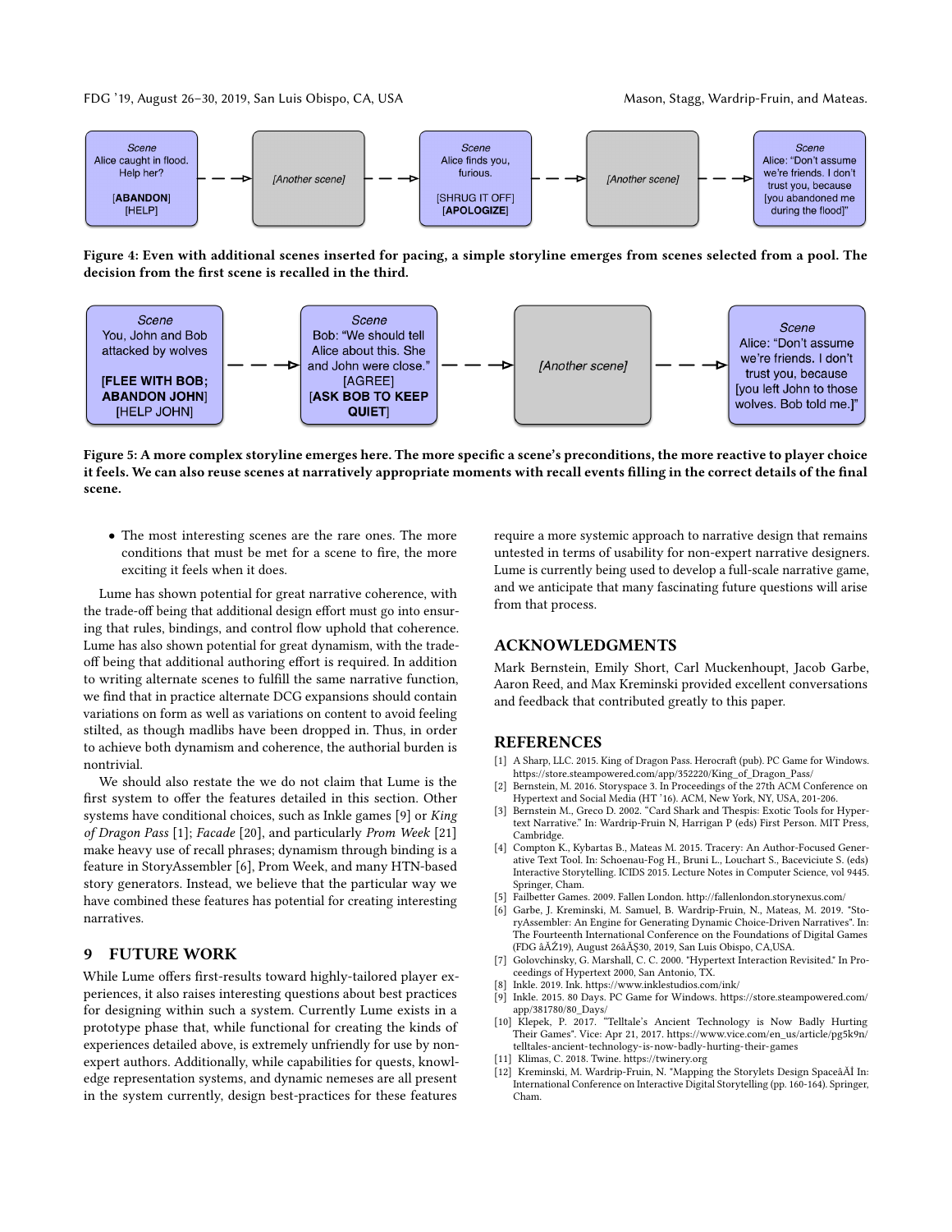Scene
Alice caught in flood. Help her?

[**ABANDON**]
[HELP]

[Another scene]

Scene
Alice finds you, furious.

[SHRUG IT OFF]
[**APOLOGIZE**]

[Another scene]

Scene
Alice: "Don't assume we're friends. I don't trust you, because [you abandoned me during the flood]"

**Figure 4: Even with additional scenes inserted for pacing, a simple storyline emerges from scenes selected from a pool. The decision from the first scene is recalled in the third.**

Scene
You, John and Bob attacked by wolves

[**FLEE WITH BOB; ABANDON JOHN**]
[HELP JOHN]

Scene
Bob: "We should tell Alice about this. She and John were close."
[AGREE]
[**ASK BOB TO KEEP QUIET**]

[Another scene]

Scene
Alice: "Don't assume we're friends. I don't trust you, because [you left John to those wolves. Bob told me.]"

**Figure 5: A more complex storyline emerges here. The more specific a scene's preconditions, the more reactive to player choice it feels. We can also reuse scenes at narratively appropriate moments with recall events filling in the correct details of the final scene.**

- The most interesting scenes are the rare ones. The more conditions that must be met for a scene to fire, the more exciting it feels when it does.

Lume has shown potential for great narrative coherence, with the trade-off being that additional design effort must go into ensuring that rules, bindings, and control flow uphold that coherence. Lume has also shown potential for great dynamism, with the trade-off being that additional authoring effort is required. In addition to writing alternate scenes to fulfill the same narrative function, we find that in practice alternate DCG expansions should contain variations on form as well as variations on content to avoid feeling stilted, as though madlibs have been dropped in. Thus, in order to achieve both dynamism and coherence, the authorial burden is nontrivial.

We should also restate the we do not claim that Lume is the first system to offer the features detailed in this section. Other systems have conditional choices, such as Inkle games [9] or *King of Dragon Pass* [1]; *Facade* [20], and particularly *Prom Week* [21] make heavy use of recall phrases; dynamism through binding is a feature in StoryAssembler [6], Prom Week, and many HTN-based story generators. Instead, we believe that the particular way we have combined these features has potential for creating interesting narratives.

## 9 FUTURE WORK

While Lume offers first-results toward highly-tailored player experiences, it also raises interesting questions about best practices for designing within such a system. Currently Lume exists in a prototype phase that, while functional for creating the kinds of experiences detailed above, is extremely unfriendly for use by non-expert authors. Additionally, while capabilities for quests, knowledge representation systems, and dynamic nemeses are all present in the system currently, design best-practices for these features require a more systemic approach to narrative design that remains untested in terms of usability for non-expert narrative designers. Lume is currently being used to develop a full-scale narrative game, and we anticipate that many fascinating future questions will arise from that process.

## ACKNOWLEDGMENTS

Mark Bernstein, Emily Short, Carl Muckenhoupt, Jacob Garbe, Aaron Reed, and Max Kreminski provided excellent conversations and feedback that contributed greatly to this paper.

## REFERENCES

[1] A Sharp, LLC. 2015. King of Dragon Pass. Herocraft (pub). PC Game for Windows. https://store.steampowered.com/app/352220/King_of_Dragon_Pass/
[2] Bernstein, M. 2016. Storyspace 3. In Proceedings of the 27th ACM Conference on Hypertext and Social Media (HT '16). ACM, New York, NY, USA, 201-206.
[3] Bernstein M., Greco D. 2002. "Card Shark and Thespis: Exotic Tools for Hypertext Narrative." In: Wardrip-Fruin N, Harrigan P (eds) First Person. MIT Press, Cambridge.
[4] Compton K., Kybartas B., Mateas M. 2015. Tracery: An Author-Focused Generative Text Tool. In: Schoenau-Fog H., Bruni L., Louchart S., Baceviciute S. (eds) Interactive Storytelling. ICIDS 2015. Lecture Notes in Computer Science, vol 9445. Springer, Cham.
[5] Failbetter Games. 2009. Fallen London. http://fallenlondon.storynexus.com/
[6] Garbe, J. Kreminski, M. Samuel, B. Wardrip-Fruin, N., Mateas, M. 2019. "StoryAssembler: An Engine for Generating Dynamic Choice-Driven Narratives". In: The Fourteenth International Conference on the Foundations of Digital Games (FDG âĂŽ19), August 26âĂŞ30, 2019, San Luis Obispo, CA,USA.
[7] Golovchinsky, G. Marshall, C. C. 2000. "Hypertext Interaction Revisited." In Proceedings of Hypertext 2000, San Antonio, TX.
[8] Inkle. 2019. Ink. https://www.inklestudios.com/ink/
[9] Inkle. 2015. 80 Days. PC Game for Windows. https://store.steampowered.com/app/381780/80_Days/
[10] Klepek, P. 2017. "Telltale's Ancient Technology is Now Badly Hurting Their Games". Vice: Apr 21, 2017. https://www.vice.com/en_us/article/pg5k9n/telltales-ancient-technology-is-now-badly-hurting-their-games
[11] Klimas, C. 2018. Twine. https://twinery.org
[12] Kreminski, M. Wardrip-Fruin, N. "Mapping the Storylets Design SpaceâĂİ In: International Conference on Interactive Digital Storytelling (pp. 160-164). Springer, Cham.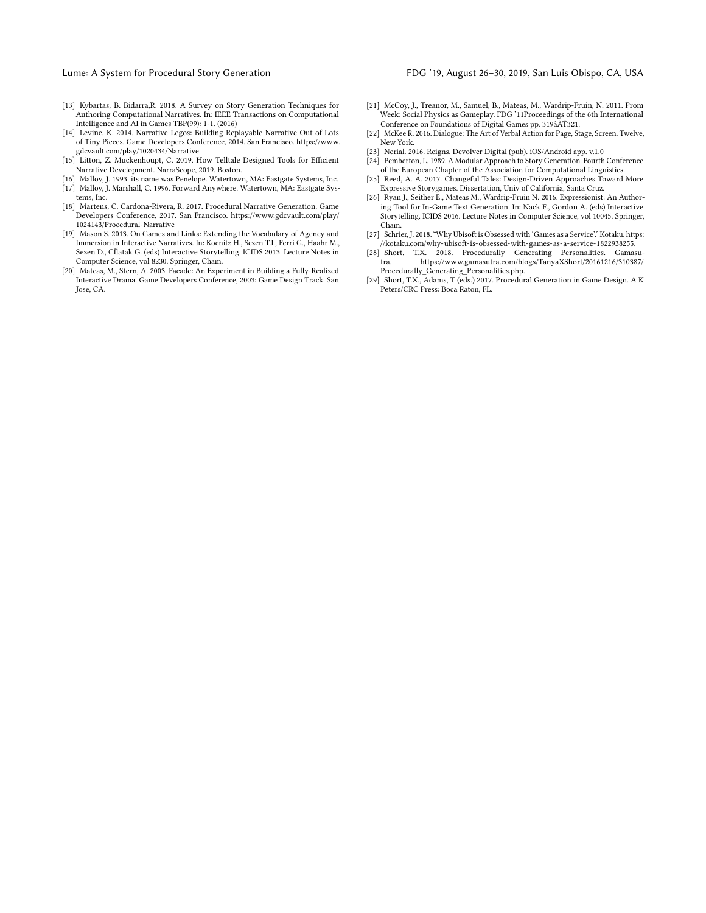[13] Kybartas, B. Bidarra,R. 2018. A Survey on Story Generation Techniques for Authoring Computational Narratives. In: IEEE Transactions on Computational Intelligence and AI in Games TBP(99): 1-1. (2016)

[14] Levine, K. 2014. Narrative Legos: Building Replayable Narrative Out of Lots of Tiny Pieces. Game Developers Conference, 2014. San Francisco. https://www.gdcvault.com/play/1020434/Narrative.

[15] Litton, Z. Muckenhoupt, C. 2019. How Telltale Designed Tools for Efficient Narrative Development. NarraScope, 2019. Boston.

[16] Malloy, J. 1993. its name was Penelope. Watertown, MA: Eastgate Systems, Inc.

[17] Malloy, J. Marshall, C. 1996. Forward Anywhere. Watertown, MA: Eastgate Systems, Inc.

[18] Martens, C. Cardona-Rivera, R. 2017. Procedural Narrative Generation. Game Developers Conference, 2017. San Francisco. https://www.gdcvault.com/play/1024143/Procedural-Narrative

[19] Mason S. 2013. On Games and Links: Extending the Vocabulary of Agency and Immersion in Interactive Narratives. In: Koenitz H., Sezen T.I., Ferri G., Haahr M., Sezen D., CÌİatak G. (eds) Interactive Storytelling. ICIDS 2013. Lecture Notes in Computer Science, vol 8230. Springer, Cham.

[20] Mateas, M., Stern, A. 2003. Facade: An Experiment in Building a Fully-Realized Interactive Drama. Game Developers Conference, 2003: Game Design Track. San Jose, CA.

[21] McCoy, J., Treanor, M., Samuel, B., Mateas, M., Wardrip-Fruin, N. 2011. Prom Week: Social Physics as Gameplay. FDG '11Proceedings of the 6th International Conference on Foundations of Digital Games pp. 319âĂŞ321.

[22] McKee R. 2016. Dialogue: The Art of Verbal Action for Page, Stage, Screen. Twelve, New York.

[23] Nerial. 2016. Reigns. Devolver Digital (pub). iOS/Android app. v.1.0

[24] Pemberton, L. 1989. A Modular Approach to Story Generation. Fourth Conference of the European Chapter of the Association for Computational Linguistics.

[25] Reed, A. A. 2017. Changeful Tales: Design-Driven Approaches Toward More Expressive Storygames. Dissertation, Univ of California, Santa Cruz.

[26] Ryan J., Seither E., Mateas M., Wardrip-Fruin N. 2016. Expressionist: An Authoring Tool for In-Game Text Generation. In: Nack F., Gordon A. (eds) Interactive Storytelling. ICIDS 2016. Lecture Notes in Computer Science, vol 10045. Springer, Cham.

[27] Schrier, J. 2018. "Why Ubisoft is Obsessed with 'Games as a Service'." Kotaku. https://kotaku.com/why-ubisoft-is-obsessed-with-games-as-a-service-1822938255.

[28] Short, T.X. 2018. Procedurally Generating Personalities. Gamasutra. https://www.gamasutra.com/blogs/TanyaXShort/20161216/310387/Procedurally_Generating_Personalities.php.

[29] Short, T.X., Adams, T (eds.) 2017. Procedural Generation in Game Design. A K Peters/CRC Press: Boca Raton, FL.